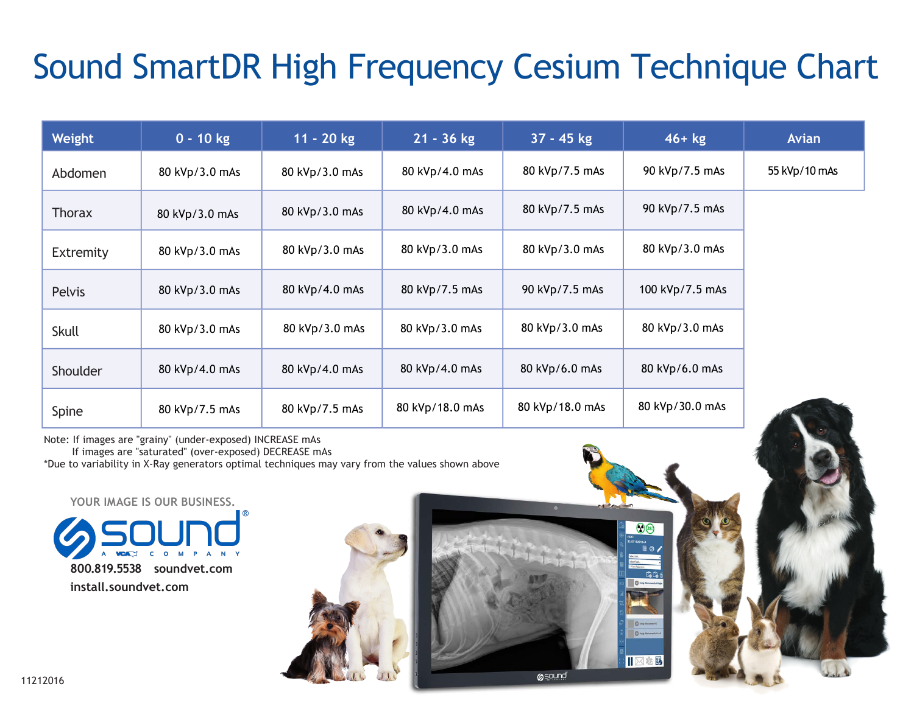# Sound SmartDR High Frequency Cesium Technique Chart

| Weight | 0 - 10 kg | 11 - 20 kg | 21 - 36 kg | 37 - 45 kg | 46+ kg | Avian |
|---|---|---|---|---|---|---|
| Abdomen | 80 kVp/3.0 mAs | 80 kVp/3.0 mAs | 80 kVp/4.0 mAs | 80 kVp/7.5 mAs | 90 kVp/7.5 mAs | 55 kVp/10 mAs |
| Thorax | 80 kVp/3.0 mAs | 80 kVp/3.0 mAs | 80 kVp/4.0 mAs | 80 kVp/7.5 mAs | 90 kVp/7.5 mAs | |
| Extremity | 80 kVp/3.0 mAs | 80 kVp/3.0 mAs | 80 kVp/3.0 mAs | 80 kVp/3.0 mAs | 80 kVp/3.0 mAs | |
| Pelvis | 80 kVp/3.0 mAs | 80 kVp/4.0 mAs | 80 kVp/7.5 mAs | 90 kVp/7.5 mAs | 100 kVp/7.5 mAs | |
| Skull | 80 kVp/3.0 mAs | 80 kVp/3.0 mAs | 80 kVp/3.0 mAs | 80 kVp/3.0 mAs | 80 kVp/3.0 mAs | |
| Shoulder | 80 kVp/4.0 mAs | 80 kVp/4.0 mAs | 80 kVp/4.0 mAs | 80 kVp/6.0 mAs | 80 kVp/6.0 mAs | |
| Spine | 80 kVp/7.5 mAs | 80 kVp/7.5 mAs | 80 kVp/18.0 mAs | 80 kVp/18.0 mAs | 80 kVp/30.0 mAs | |

Note: If images are "grainy" (under-exposed) INCREASE mAs
If images are "saturated" (over-exposed) DECREASE mAs

*Due to variability in X-Ray generators optimal techniques may vary from the values shown above

YOUR IMAGE IS OUR BUSINESS.

sound®
A VCA COMPANY

800.819.5538 soundvet.com
install.soundvet.com

11212016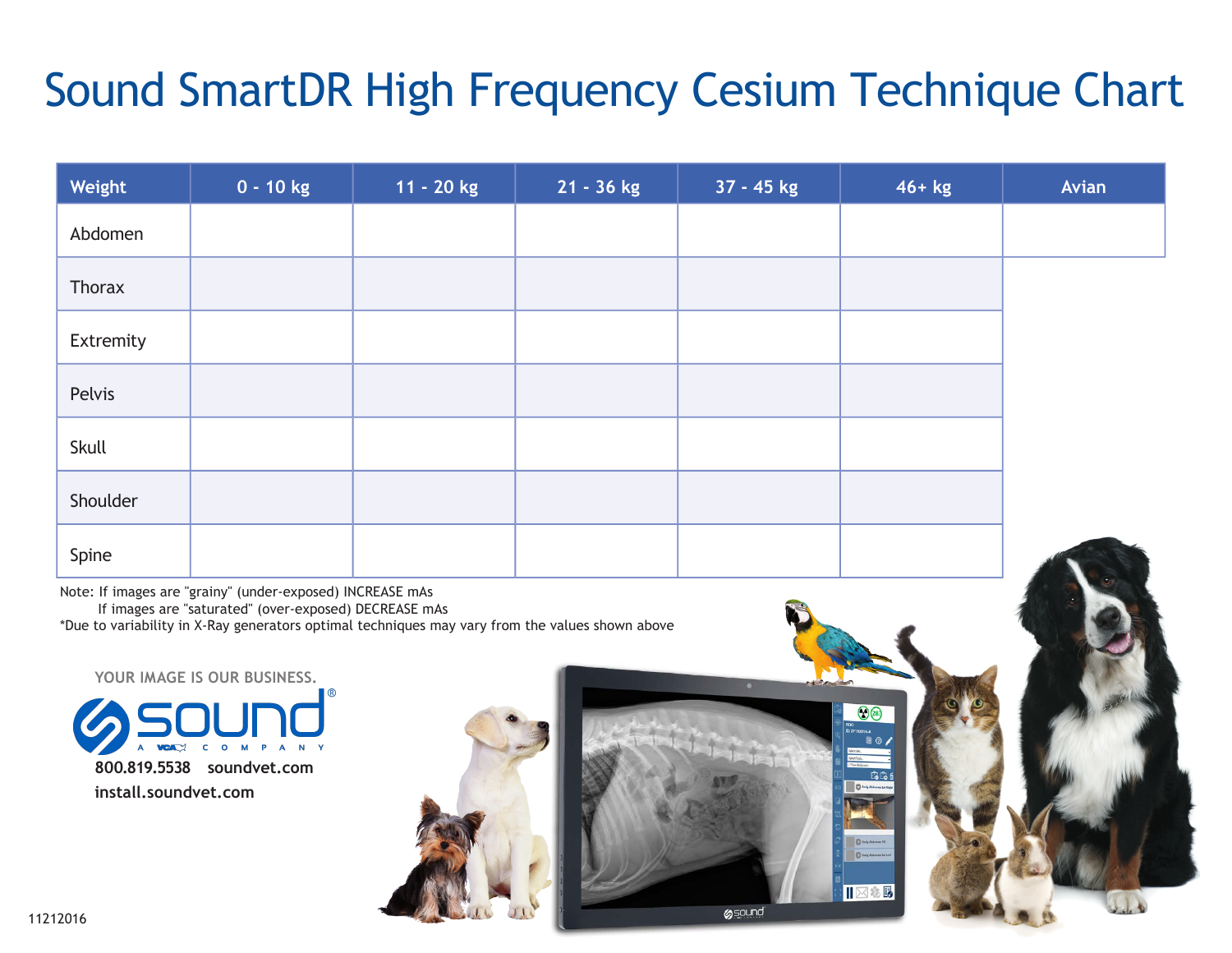# Sound SmartDR High Frequency Cesium Technique Chart

| Weight | 0 - 10 kg | 11 - 20 kg | 21 - 36 kg | 37 - 45 kg | 46+ kg | Avian |
|---|---|---|---|---|---|---|
| Abdomen | | | | | | |
| Thorax | | | | | | |
| Extremity | | | | | | |
| Pelvis | | | | | | |
| Skull | | | | | | |
| Shoulder | | | | | | |
| Spine | | | | | | |

Note: If images are "grainy" (under-exposed) INCREASE mAs
If images are "saturated" (over-exposed) DECREASE mAs
*Due to variability in X-Ray generators optimal techniques may vary from the values shown above

YOUR IMAGE IS OUR BUSINESS.

sound® A VCA COMPANY

800.819.5538 soundvet.com
install.soundvet.com

11212016